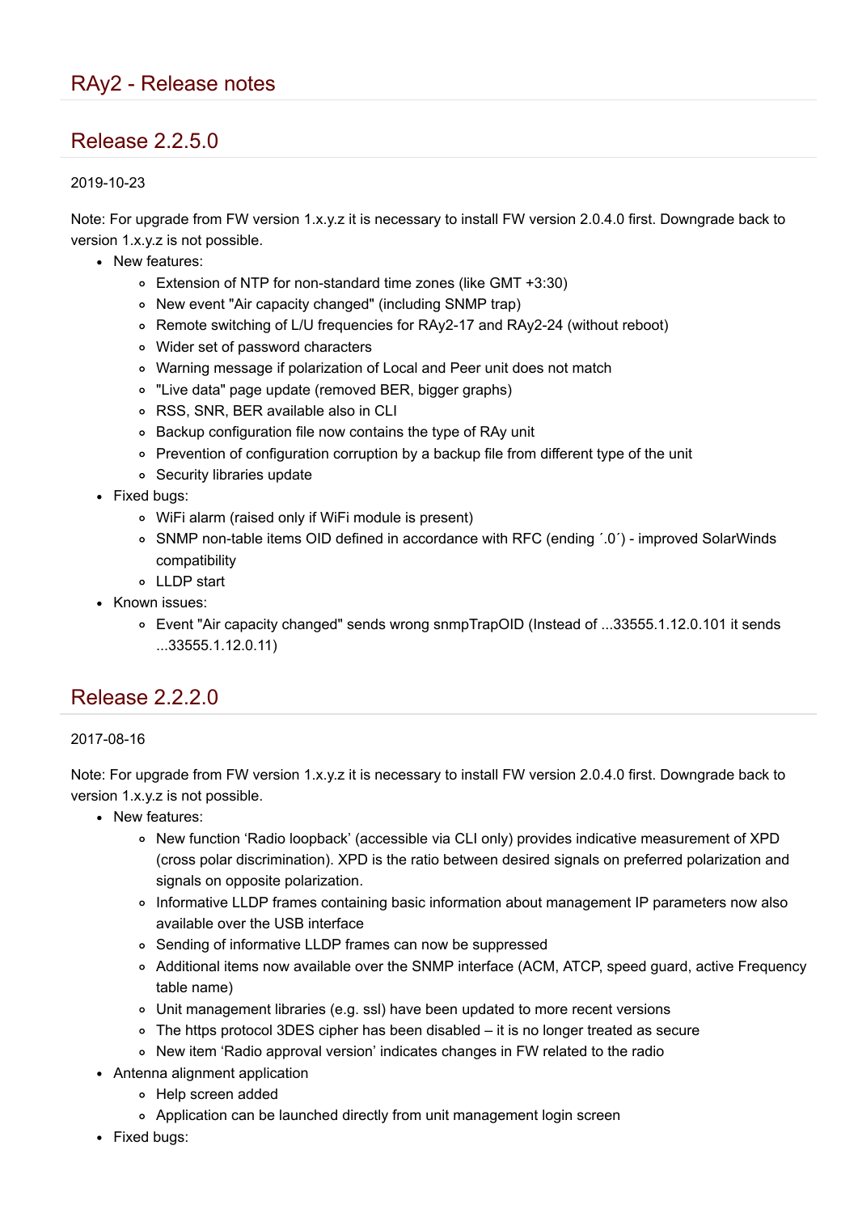# RAy2 - Release notes

## Release 2.2.5.0

2019-10-23

Note: For upgrade from FW version 1.x.y.z it is necessary to install FW version 2.0.4.0 first. Downgrade back to version 1.x.y.z is not possible.

- New features:
  - Extension of NTP for non-standard time zones (like GMT +3:30)
  - New event "Air capacity changed" (including SNMP trap)
  - Remote switching of L/U frequencies for RAy2-17 and RAy2-24 (without reboot)
  - Wider set of password characters
  - Warning message if polarization of Local and Peer unit does not match
  - "Live data" page update (removed BER, bigger graphs)
  - RSS, SNR, BER available also in CLI
  - Backup configuration file now contains the type of RAy unit
  - Prevention of configuration corruption by a backup file from different type of the unit
  - Security libraries update
- Fixed bugs:
  - WiFi alarm (raised only if WiFi module is present)
  - SNMP non-table items OID defined in accordance with RFC (ending ´.0´) - improved SolarWinds compatibility
  - LLDP start
- Known issues:
  - Event "Air capacity changed" sends wrong snmpTrapOID (Instead of ...33555.1.12.0.101 it sends ...33555.1.12.0.11)

## Release 2.2.2.0

2017-08-16

Note: For upgrade from FW version 1.x.y.z it is necessary to install FW version 2.0.4.0 first. Downgrade back to version 1.x.y.z is not possible.

- New features:
  - New function ‘Radio loopback’ (accessible via CLI only) provides indicative measurement of XPD (cross polar discrimination). XPD is the ratio between desired signals on preferred polarization and signals on opposite polarization.
  - Informative LLDP frames containing basic information about management IP parameters now also available over the USB interface
  - Sending of informative LLDP frames can now be suppressed
  - Additional items now available over the SNMP interface (ACM, ATCP, speed guard, active Frequency table name)
  - Unit management libraries (e.g. ssl) have been updated to more recent versions
  - The https protocol 3DES cipher has been disabled – it is no longer treated as secure
  - New item ‘Radio approval version’ indicates changes in FW related to the radio
- Antenna alignment application
  - Help screen added
  - Application can be launched directly from unit management login screen
- Fixed bugs: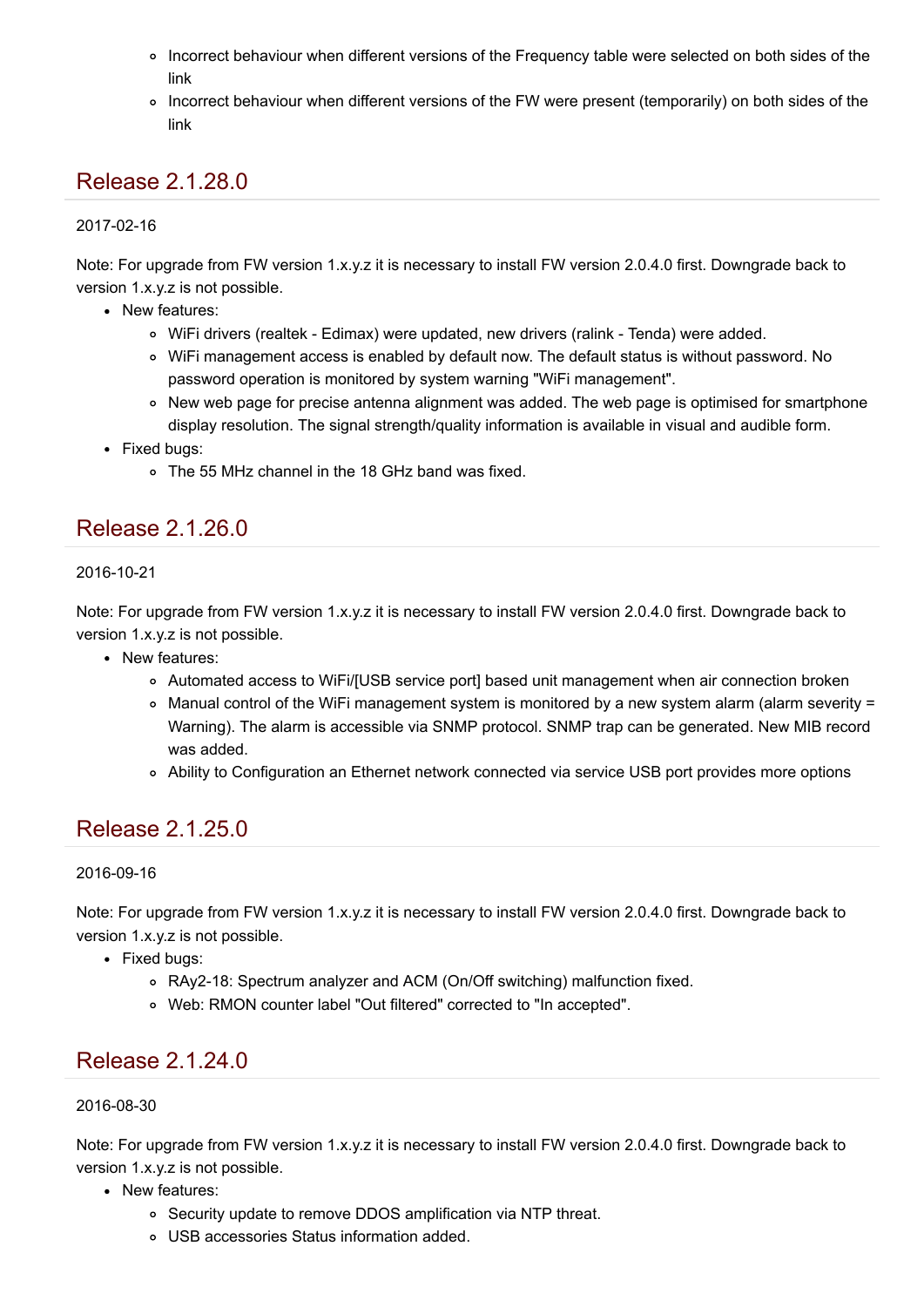- Incorrect behaviour when different versions of the Frequency table were selected on both sides of the link
  - Incorrect behaviour when different versions of the FW were present (temporarily) on both sides of the link

## Release 2.1.28.0

2017-02-16

Note: For upgrade from FW version 1.x.y.z it is necessary to install FW version 2.0.4.0 first. Downgrade back to version 1.x.y.z is not possible.

- New features:
  - WiFi drivers (realtek - Edimax) were updated, new drivers (ralink - Tenda) were added.
  - WiFi management access is enabled by default now. The default status is without password. No password operation is monitored by system warning "WiFi management".
  - New web page for precise antenna alignment was added. The web page is optimised for smartphone display resolution. The signal strength/quality information is available in visual and audible form.
- Fixed bugs:
  - The 55 MHz channel in the 18 GHz band was fixed.

## Release 2.1.26.0

2016-10-21

Note: For upgrade from FW version 1.x.y.z it is necessary to install FW version 2.0.4.0 first. Downgrade back to version 1.x.y.z is not possible.

- New features:
  - Automated access to WiFi/[USB service port] based unit management when air connection broken
  - Manual control of the WiFi management system is monitored by a new system alarm (alarm severity = Warning). The alarm is accessible via SNMP protocol. SNMP trap can be generated. New MIB record was added.
  - Ability to Configuration an Ethernet network connected via service USB port provides more options

## Release 2.1.25.0

2016-09-16

Note: For upgrade from FW version 1.x.y.z it is necessary to install FW version 2.0.4.0 first. Downgrade back to version 1.x.y.z is not possible.

- Fixed bugs:
  - RAy2-18: Spectrum analyzer and ACM (On/Off switching) malfunction fixed.
  - Web: RMON counter label "Out filtered" corrected to "In accepted".

## Release 2.1.24.0

2016-08-30

Note: For upgrade from FW version 1.x.y.z it is necessary to install FW version 2.0.4.0 first. Downgrade back to version 1.x.y.z is not possible.

- New features:
  - Security update to remove DDOS amplification via NTP threat.
  - USB accessories Status information added.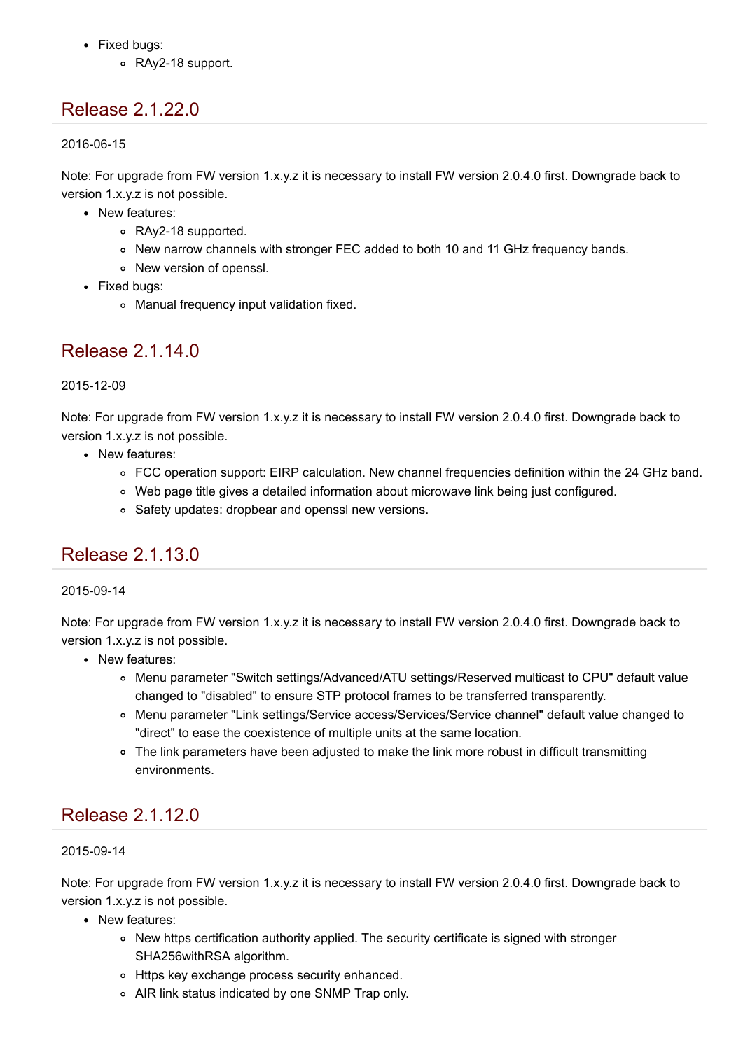- Fixed bugs:
    - RAy2-18 support.

## Release 2.1.22.0

2016-06-15

Note: For upgrade from FW version 1.x.y.z it is necessary to install FW version 2.0.4.0 first. Downgrade back to version 1.x.y.z is not possible.

- New features:
    - RAy2-18 supported.
    - New narrow channels with stronger FEC added to both 10 and 11 GHz frequency bands.
    - New version of openssl.
- Fixed bugs:
    - Manual frequency input validation fixed.

## Release 2.1.14.0

2015-12-09

Note: For upgrade from FW version 1.x.y.z it is necessary to install FW version 2.0.4.0 first. Downgrade back to version 1.x.y.z is not possible.

- New features:
    - FCC operation support: EIRP calculation. New channel frequencies definition within the 24 GHz band.
    - Web page title gives a detailed information about microwave link being just configured.
    - Safety updates: dropbear and openssl new versions.

## Release 2.1.13.0

2015-09-14

Note: For upgrade from FW version 1.x.y.z it is necessary to install FW version 2.0.4.0 first. Downgrade back to version 1.x.y.z is not possible.

- New features:
    - Menu parameter "Switch settings/Advanced/ATU settings/Reserved multicast to CPU" default value changed to "disabled" to ensure STP protocol frames to be transferred transparently.
    - Menu parameter "Link settings/Service access/Services/Service channel" default value changed to "direct" to ease the coexistence of multiple units at the same location.
    - The link parameters have been adjusted to make the link more robust in difficult transmitting environments.

## Release 2.1.12.0

2015-09-14

Note: For upgrade from FW version 1.x.y.z it is necessary to install FW version 2.0.4.0 first. Downgrade back to version 1.x.y.z is not possible.

- New features:
    - New https certification authority applied. The security certificate is signed with stronger SHA256withRSA algorithm.
    - Https key exchange process security enhanced.
    - AIR link status indicated by one SNMP Trap only.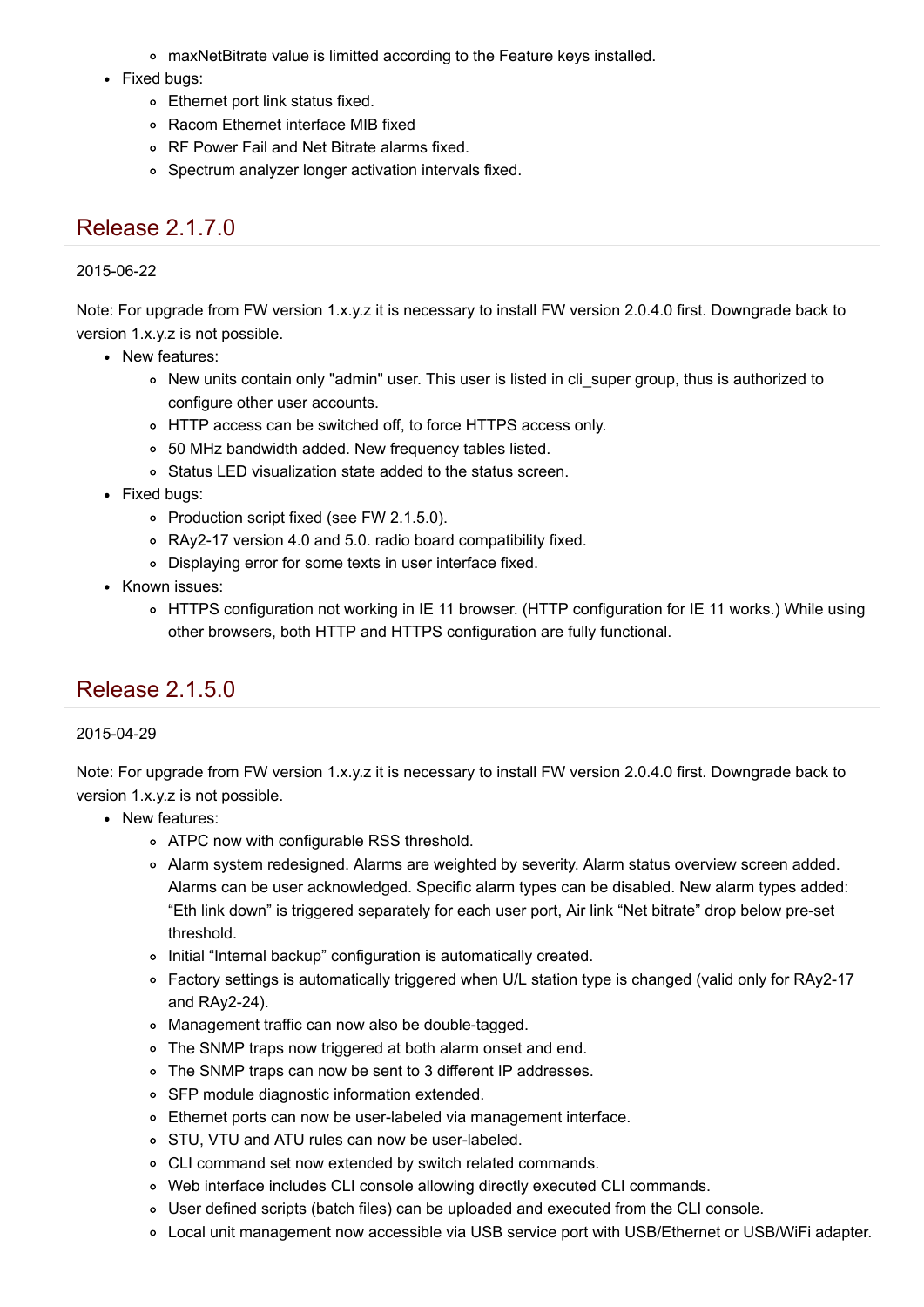- maxNetBitrate value is limitted according to the Feature keys installed.
- Fixed bugs:
    - Ethernet port link status fixed.
    - Racom Ethernet interface MIB fixed
    - RF Power Fail and Net Bitrate alarms fixed.
    - Spectrum analyzer longer activation intervals fixed.

## Release 2.1.7.0

2015-06-22

Note: For upgrade from FW version 1.x.y.z it is necessary to install FW version 2.0.4.0 first. Downgrade back to version 1.x.y.z is not possible.

- New features:
    - New units contain only "admin" user. This user is listed in cli_super group, thus is authorized to configure other user accounts.
    - HTTP access can be switched off, to force HTTPS access only.
    - 50 MHz bandwidth added. New frequency tables listed.
    - Status LED visualization state added to the status screen.
- Fixed bugs:
    - Production script fixed (see FW 2.1.5.0).
    - RAy2-17 version 4.0 and 5.0. radio board compatibility fixed.
    - Displaying error for some texts in user interface fixed.
- Known issues:
    - HTTPS configuration not working in IE 11 browser. (HTTP configuration for IE 11 works.) While using other browsers, both HTTP and HTTPS configuration are fully functional.

## Release 2.1.5.0

2015-04-29

Note: For upgrade from FW version 1.x.y.z it is necessary to install FW version 2.0.4.0 first. Downgrade back to version 1.x.y.z is not possible.

- New features:
    - ATPC now with configurable RSS threshold.
    - Alarm system redesigned. Alarms are weighted by severity. Alarm status overview screen added. Alarms can be user acknowledged. Specific alarm types can be disabled. New alarm types added: “Eth link down” is triggered separately for each user port, Air link “Net bitrate” drop below pre-set threshold.
    - Initial “Internal backup” configuration is automatically created.
    - Factory settings is automatically triggered when U/L station type is changed (valid only for RAy2-17 and RAy2-24).
    - Management traffic can now also be double-tagged.
    - The SNMP traps now triggered at both alarm onset and end.
    - The SNMP traps can now be sent to 3 different IP addresses.
    - SFP module diagnostic information extended.
    - Ethernet ports can now be user-labeled via management interface.
    - STU, VTU and ATU rules can now be user-labeled.
    - CLI command set now extended by switch related commands.
    - Web interface includes CLI console allowing directly executed CLI commands.
    - User defined scripts (batch files) can be uploaded and executed from the CLI console.
    - Local unit management now accessible via USB service port with USB/Ethernet or USB/WiFi adapter.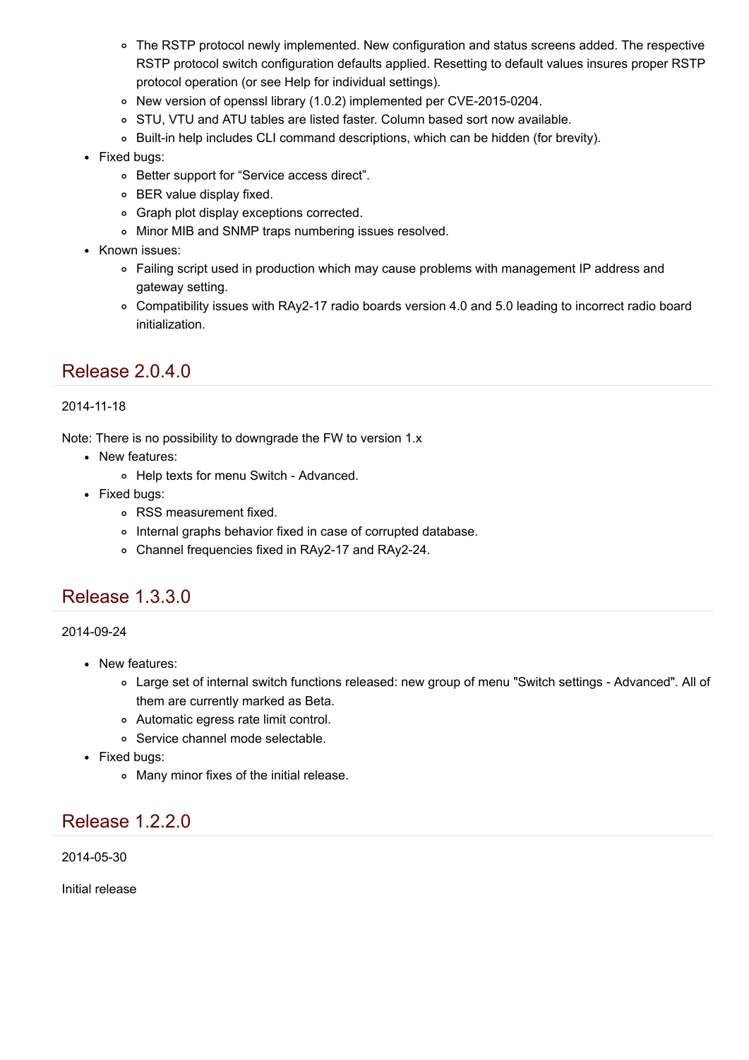- The RSTP protocol newly implemented. New configuration and status screens added. The respective RSTP protocol switch configuration defaults applied. Resetting to default values insures proper RSTP protocol operation (or see Help for individual settings).
  - New version of openssl library (1.0.2) implemented per CVE-2015-0204.
  - STU, VTU and ATU tables are listed faster. Column based sort now available.
  - Built-in help includes CLI command descriptions, which can be hidden (for brevity).
- Fixed bugs:
  - Better support for “Service access direct”.
  - BER value display fixed.
  - Graph plot display exceptions corrected.
  - Minor MIB and SNMP traps numbering issues resolved.
- Known issues:
  - Failing script used in production which may cause problems with management IP address and gateway setting.
  - Compatibility issues with RAy2-17 radio boards version 4.0 and 5.0 leading to incorrect radio board initialization.

## Release 2.0.4.0

2014-11-18

Note: There is no possibility to downgrade the FW to version 1.x

- New features:
  - Help texts for menu Switch - Advanced.
- Fixed bugs:
  - RSS measurement fixed.
  - Internal graphs behavior fixed in case of corrupted database.
  - Channel frequencies fixed in RAy2-17 and RAy2-24.

## Release 1.3.3.0

2014-09-24

- New features:
  - Large set of internal switch functions released: new group of menu "Switch settings - Advanced". All of them are currently marked as Beta.
  - Automatic egress rate limit control.
  - Service channel mode selectable.
- Fixed bugs:
  - Many minor fixes of the initial release.

## Release 1.2.2.0

2014-05-30

Initial release